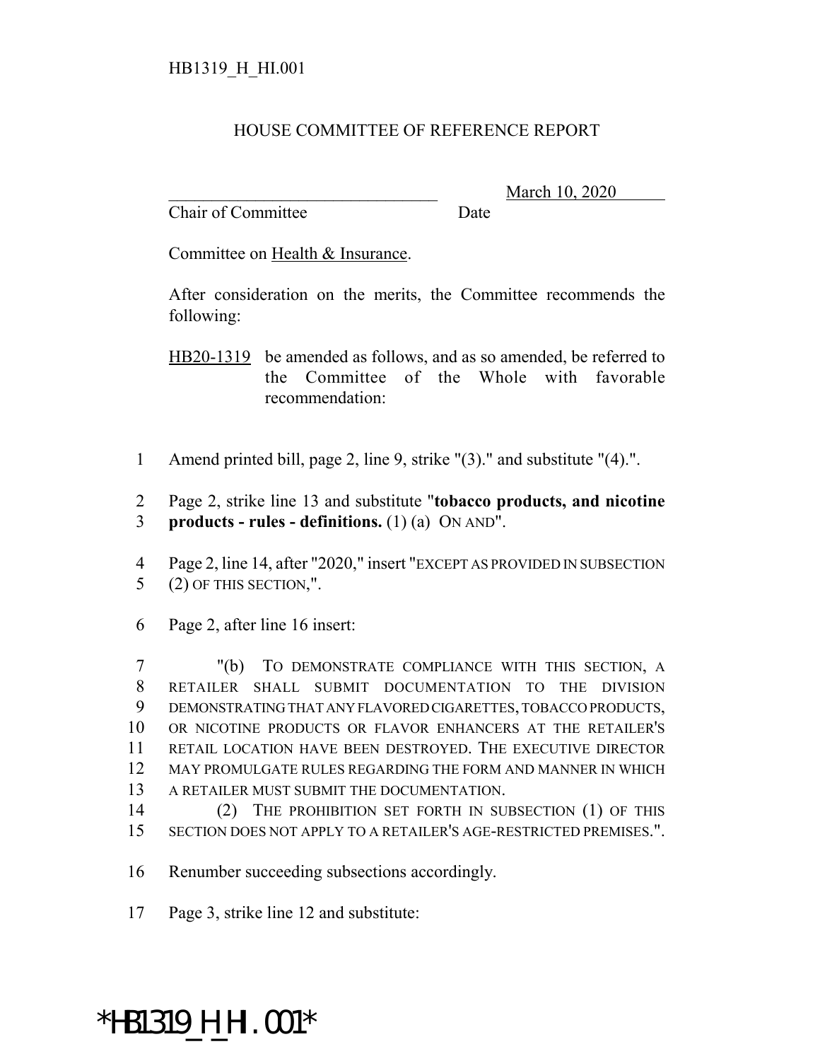HB1319_H_HI.001

# HOUSE COMMITTEE OF REFERENCE REPORT

_______________________________ March 10, 2020
Chair of Committee Date

Committee on Health & Insurance.

After consideration on the merits, the Committee recommends the following:

HB20-1319 be amended as follows, and as so amended, be referred to the Committee of the Whole with favorable recommendation:

1 Amend printed bill, page 2, line 9, strike "(3)." and substitute "(4).".

2 Page 2, strike line 13 and substitute "**tobacco products, and nicotine**
3 **products - rules - definitions.** (1) (a) ON AND".

4 Page 2, line 14, after "2020," insert "EXCEPT AS PROVIDED IN SUBSECTION
5 (2) OF THIS SECTION,".

6 Page 2, after line 16 insert:

7 "(b) TO DEMONSTRATE COMPLIANCE WITH THIS SECTION, A
8 RETAILER SHALL SUBMIT DOCUMENTATION TO THE DIVISION
9 DEMONSTRATING THAT ANY FLAVORED CIGARETTES, TOBACCO PRODUCTS,
10 OR NICOTINE PRODUCTS OR FLAVOR ENHANCERS AT THE RETAILER'S
11 RETAIL LOCATION HAVE BEEN DESTROYED. THE EXECUTIVE DIRECTOR
12 MAY PROMULGATE RULES REGARDING THE FORM AND MANNER IN WHICH
13 A RETAILER MUST SUBMIT THE DOCUMENTATION.
14 (2) THE PROHIBITION SET FORTH IN SUBSECTION (1) OF THIS
15 SECTION DOES NOT APPLY TO A RETAILER'S AGE-RESTRICTED PREMISES.".

16 Renumber succeeding subsections accordingly.

17 Page 3, strike line 12 and substitute:

*HB1319_H_HI.001*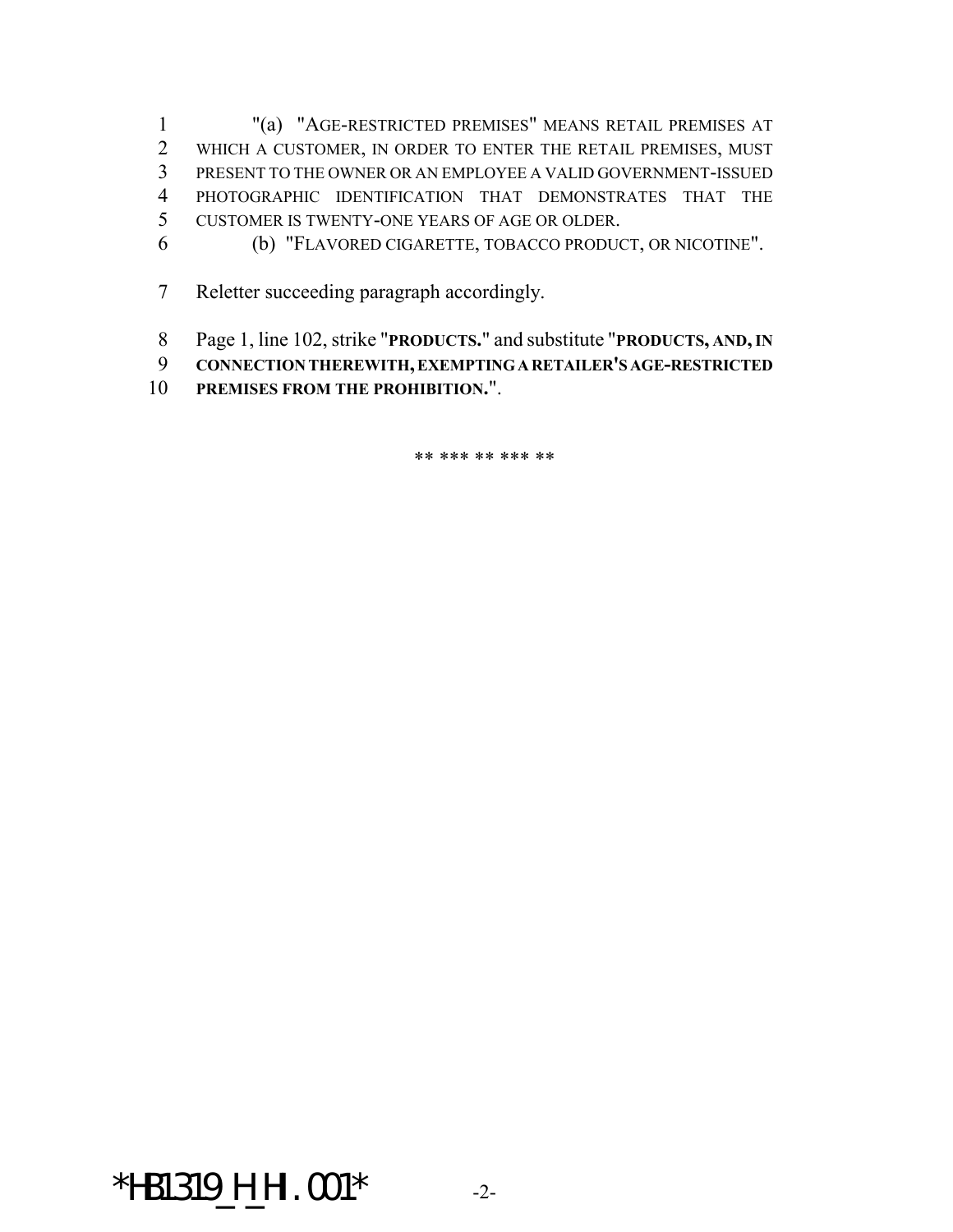"(a) "AGE-RESTRICTED PREMISES" MEANS RETAIL PREMISES AT WHICH A CUSTOMER, IN ORDER TO ENTER THE RETAIL PREMISES, MUST PRESENT TO THE OWNER OR AN EMPLOYEE A VALID GOVERNMENT-ISSUED PHOTOGRAPHIC IDENTIFICATION THAT DEMONSTRATES THAT THE CUSTOMER IS TWENTY-ONE YEARS OF AGE OR OLDER.

(b) "FLAVORED CIGARETTE, TOBACCO PRODUCT, OR NICOTINE".

Reletter succeeding paragraph accordingly.

Page 1, line 102, strike "**PRODUCTS.**" and substitute "**PRODUCTS, AND, IN CONNECTION THEREWITH, EXEMPTING A RETAILER'S AGE-RESTRICTED PREMISES FROM THE PROHIBITION.**".

** *** ** *** **

*HB1319_H_HI.001*